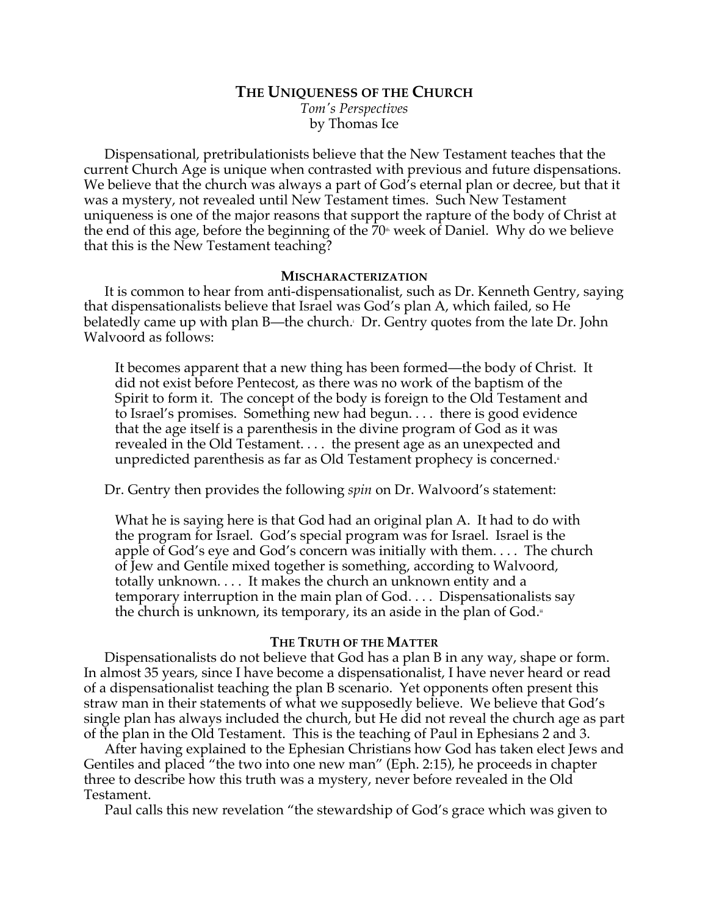# The Uniqueness of the Church

*Tom's Perspectives*
by Thomas Ice

Dispensational, pretribulationists believe that the New Testament teaches that the current Church Age is unique when contrasted with previous and future dispensations. We believe that the church was always a part of God's eternal plan or decree, but that it was a mystery, not revealed until New Testament times. Such New Testament uniqueness is one of the major reasons that support the rapture of the body of Christ at the end of this age, before the beginning of the 70th week of Daniel. Why do we believe that this is the New Testament teaching?

## Mischaracterization

It is common to hear from anti-dispensationalist, such as Dr. Kenneth Gentry, saying that dispensationalists believe that Israel was God's plan A, which failed, so He belatedly came up with plan B—the church.[i] Dr. Gentry quotes from the late Dr. John Walvoord as follows:

> It becomes apparent that a new thing has been formed—the body of Christ. It did not exist before Pentecost, as there was no work of the baptism of the Spirit to form it. The concept of the body is foreign to the Old Testament and to Israel's promises. Something new had begun. . . . there is good evidence that the age itself is a parenthesis in the divine program of God as it was revealed in the Old Testament. . . . the present age as an unexpected and unpredicted parenthesis as far as Old Testament prophecy is concerned.[ii]

Dr. Gentry then provides the following *spin* on Dr. Walvoord's statement:

> What he is saying here is that God had an original plan A. It had to do with the program for Israel. God's special program was for Israel. Israel is the apple of God's eye and God's concern was initially with them. . . . The church of Jew and Gentile mixed together is something, according to Walvoord, totally unknown. . . . It makes the church an unknown entity and a temporary interruption in the main plan of God. . . . Dispensationalists say the church is unknown, its temporary, its an aside in the plan of God.[iii]

## The Truth of the Matter

Dispensationalists do not believe that God has a plan B in any way, shape or form. In almost 35 years, since I have become a dispensationalist, I have never heard or read of a dispensationalist teaching the plan B scenario. Yet opponents often present this straw man in their statements of what we supposedly believe. We believe that God's single plan has always included the church, but He did not reveal the church age as part of the plan in the Old Testament. This is the teaching of Paul in Ephesians 2 and 3.

After having explained to the Ephesian Christians how God has taken elect Jews and Gentiles and placed "the two into one new man" (Eph. 2:15), he proceeds in chapter three to describe how this truth was a mystery, never before revealed in the Old Testament.

Paul calls this new revelation "the stewardship of God's grace which was given to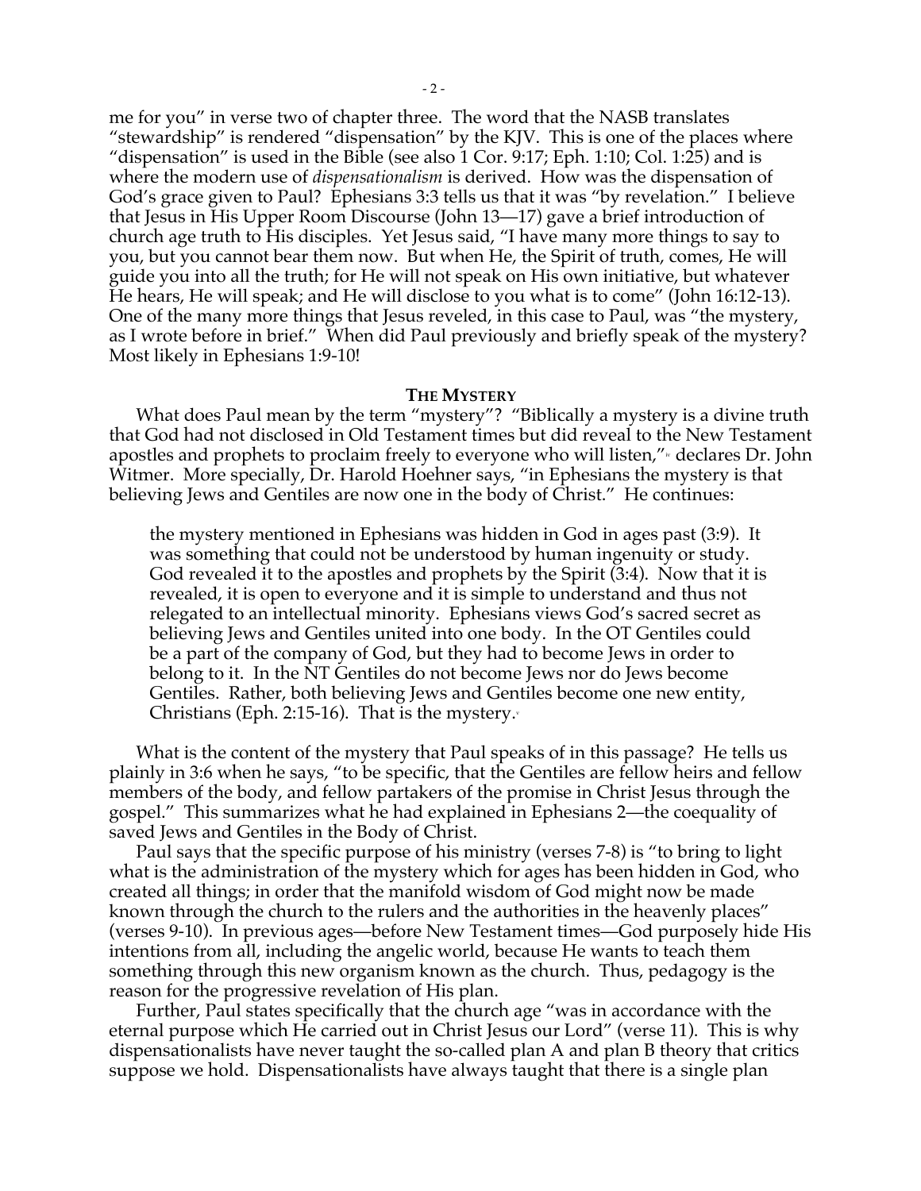me for you" in verse two of chapter three. The word that the NASB translates "stewardship" is rendered "dispensation" by the KJV. This is one of the places where "dispensation" is used in the Bible (see also 1 Cor. 9:17; Eph. 1:10; Col. 1:25) and is where the modern use of *dispensationalism* is derived. How was the dispensation of God's grace given to Paul? Ephesians 3:3 tells us that it was "by revelation." I believe that Jesus in His Upper Room Discourse (John 13—17) gave a brief introduction of church age truth to His disciples. Yet Jesus said, "I have many more things to say to you, but you cannot bear them now. But when He, the Spirit of truth, comes, He will guide you into all the truth; for He will not speak on His own initiative, but whatever He hears, He will speak; and He will disclose to you what is to come" (John 16:12-13). One of the many more things that Jesus reveled, in this case to Paul, was "the mystery, as I wrote before in brief." When did Paul previously and briefly speak of the mystery? Most likely in Ephesians 1:9-10!

**THE MYSTERY**

What does Paul mean by the term "mystery"? "Biblically a mystery is a divine truth that God had not disclosed in Old Testament times but did reveal to the New Testament apostles and prophets to proclaim freely to everyone who will listen,"[iv] declares Dr. John Witmer. More specially, Dr. Harold Hoehner says, "in Ephesians the mystery is that believing Jews and Gentiles are now one in the body of Christ." He continues:

> the mystery mentioned in Ephesians was hidden in God in ages past (3:9). It was something that could not be understood by human ingenuity or study. God revealed it to the apostles and prophets by the Spirit (3:4). Now that it is revealed, it is open to everyone and it is simple to understand and thus not relegated to an intellectual minority. Ephesians views God's sacred secret as believing Jews and Gentiles united into one body. In the OT Gentiles could be a part of the company of God, but they had to become Jews in order to belong to it. In the NT Gentiles do not become Jews nor do Jews become Gentiles. Rather, both believing Jews and Gentiles become one new entity, Christians (Eph. 2:15-16). That is the mystery.[v]

What is the content of the mystery that Paul speaks of in this passage? He tells us plainly in 3:6 when he says, "to be specific, that the Gentiles are fellow heirs and fellow members of the body, and fellow partakers of the promise in Christ Jesus through the gospel." This summarizes what he had explained in Ephesians 2—the coequality of saved Jews and Gentiles in the Body of Christ.

Paul says that the specific purpose of his ministry (verses 7-8) is "to bring to light what is the administration of the mystery which for ages has been hidden in God, who created all things; in order that the manifold wisdom of God might now be made known through the church to the rulers and the authorities in the heavenly places" (verses 9-10). In previous ages—before New Testament times—God purposely hide His intentions from all, including the angelic world, because He wants to teach them something through this new organism known as the church. Thus, pedagogy is the reason for the progressive revelation of His plan.

Further, Paul states specifically that the church age "was in accordance with the eternal purpose which He carried out in Christ Jesus our Lord" (verse 11). This is why dispensationalists have never taught the so-called plan A and plan B theory that critics suppose we hold. Dispensationalists have always taught that there is a single plan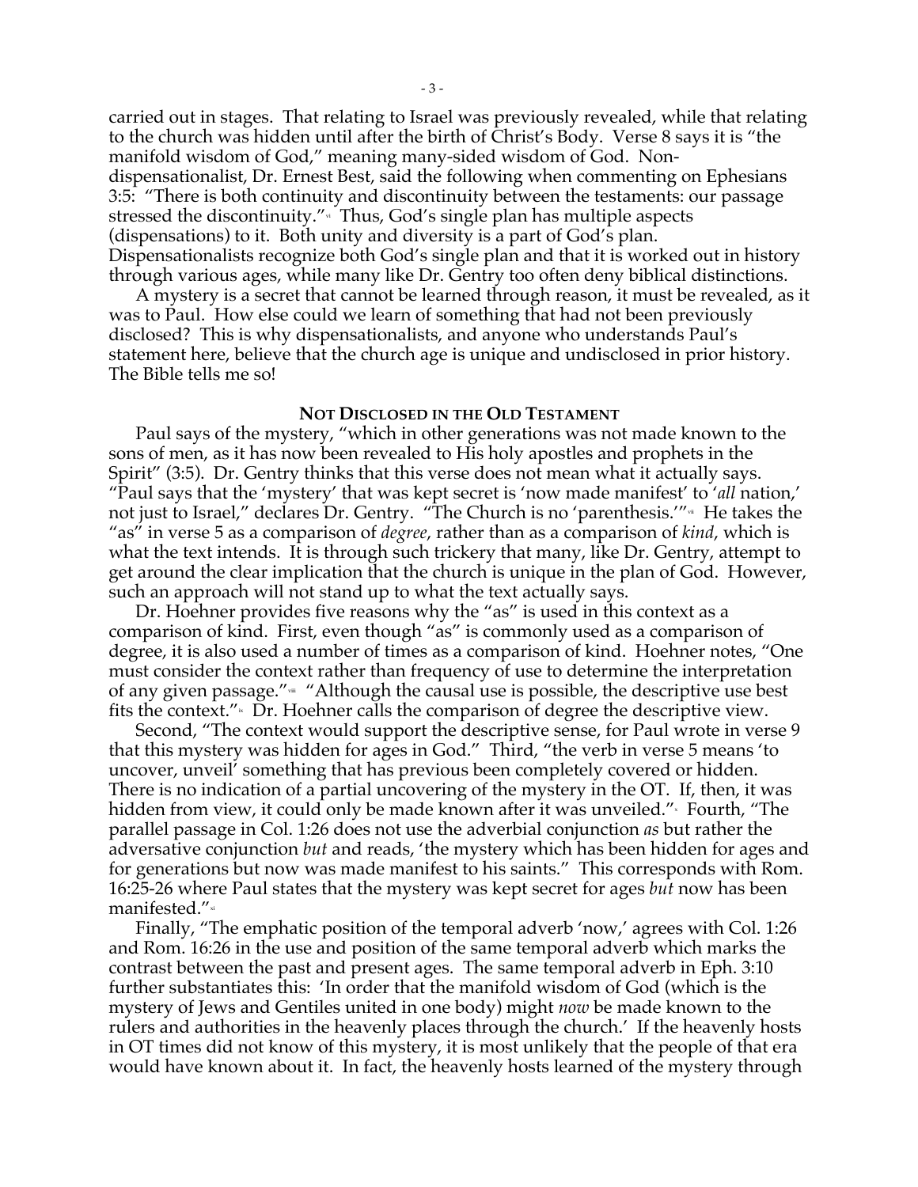carried out in stages. That relating to Israel was previously revealed, while that relating to the church was hidden until after the birth of Christ's Body. Verse 8 says it is "the manifold wisdom of God," meaning many-sided wisdom of God. Non-dispensationalist, Dr. Ernest Best, said the following when commenting on Ephesians 3:5: "There is both continuity and discontinuity between the testaments: our passage stressed the discontinuity."[vi] Thus, God's single plan has multiple aspects (dispensations) to it. Both unity and diversity is a part of God's plan. Dispensationalists recognize both God's single plan and that it is worked out in history through various ages, while many like Dr. Gentry too often deny biblical distinctions.

A mystery is a secret that cannot be learned through reason, it must be revealed, as it was to Paul. How else could we learn of something that had not been previously disclosed? This is why dispensationalists, and anyone who understands Paul's statement here, believe that the church age is unique and undisclosed in prior history. The Bible tells me so!

### **NOT DISCLOSED IN THE OLD TESTAMENT**

Paul says of the mystery, "which in other generations was not made known to the sons of men, as it has now been revealed to His holy apostles and prophets in the Spirit" (3:5). Dr. Gentry thinks that this verse does not mean what it actually says. "Paul says that the 'mystery' that was kept secret is 'now made manifest' to '*all* nation,' not just to Israel," declares Dr. Gentry. "The Church is no 'parenthesis.'"[vii] He takes the "as" in verse 5 as a comparison of *degree*, rather than as a comparison of *kind*, which is what the text intends. It is through such trickery that many, like Dr. Gentry, attempt to get around the clear implication that the church is unique in the plan of God. However, such an approach will not stand up to what the text actually says.

Dr. Hoehner provides five reasons why the "as" is used in this context as a comparison of kind. First, even though "as" is commonly used as a comparison of degree, it is also used a number of times as a comparison of kind. Hoehner notes, "One must consider the context rather than frequency of use to determine the interpretation of any given passage."[viii] "Although the causal use is possible, the descriptive use best fits the context."[ix] Dr. Hoehner calls the comparison of degree the descriptive view.

Second, "The context would support the descriptive sense, for Paul wrote in verse 9 that this mystery was hidden for ages in God." Third, "the verb in verse 5 means 'to uncover, unveil' something that has previous been completely covered or hidden. There is no indication of a partial uncovering of the mystery in the OT. If, then, it was hidden from view, it could only be made known after it was unveiled."[x] Fourth, "The parallel passage in Col. 1:26 does not use the adverbial conjunction *as* but rather the adversative conjunction *but* and reads, 'the mystery which has been hidden for ages and for generations but now was made manifest to his saints." This corresponds with Rom. 16:25-26 where Paul states that the mystery was kept secret for ages *but* now has been manifested."[xi]

Finally, "The emphatic position of the temporal adverb 'now,' agrees with Col. 1:26 and Rom. 16:26 in the use and position of the same temporal adverb which marks the contrast between the past and present ages. The same temporal adverb in Eph. 3:10 further substantiates this: 'In order that the manifold wisdom of God (which is the mystery of Jews and Gentiles united in one body) might *now* be made known to the rulers and authorities in the heavenly places through the church.' If the heavenly hosts in OT times did not know of this mystery, it is most unlikely that the people of that era would have known about it. In fact, the heavenly hosts learned of the mystery through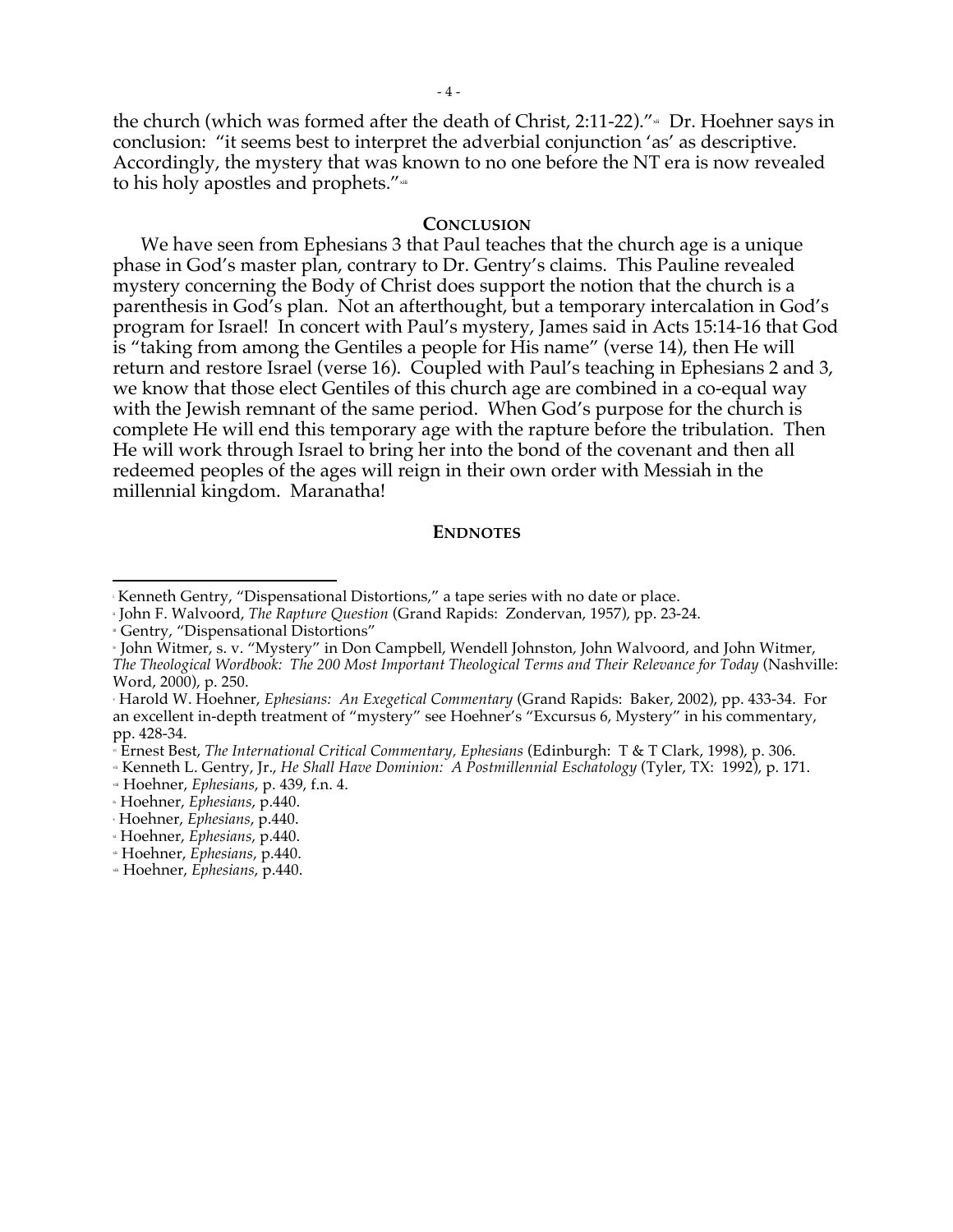the church (which was formed after the death of Christ, 2:11-22)."[xii] Dr. Hoehner says in conclusion: "it seems best to interpret the adverbial conjunction 'as' as descriptive. Accordingly, the mystery that was known to no one before the NT era is now revealed to his holy apostles and prophets."[xiii]

## Conclusion

We have seen from Ephesians 3 that Paul teaches that the church age is a unique phase in God's master plan, contrary to Dr. Gentry's claims. This Pauline revealed mystery concerning the Body of Christ does support the notion that the church is a parenthesis in God's plan. Not an afterthought, but a temporary intercalation in God's program for Israel! In concert with Paul's mystery, James said in Acts 15:14-16 that God is "taking from among the Gentiles a people for His name" (verse 14), then He will return and restore Israel (verse 16). Coupled with Paul's teaching in Ephesians 2 and 3, we know that those elect Gentiles of this church age are combined in a co-equal way with the Jewish remnant of the same period. When God's purpose for the church is complete He will end this temporary age with the rapture before the tribulation. Then He will work through Israel to bring her into the bond of the covenant and then all redeemed peoples of the ages will reign in their own order with Messiah in the millennial kingdom. Maranatha!

## Endnotes

[i] Kenneth Gentry, "Dispensational Distortions," a tape series with no date or place.

[ii] John F. Walvoord, *The Rapture Question* (Grand Rapids: Zondervan, 1957), pp. 23-24.

[iii] Gentry, "Dispensational Distortions"

[iv] John Witmer, s. v. "Mystery" in Don Campbell, Wendell Johnston, John Walvoord, and John Witmer, *The Theological Wordbook: The 200 Most Important Theological Terms and Their Relevance for Today* (Nashville: Word, 2000), p. 250.

[v] Harold W. Hoehner, *Ephesians: An Exegetical Commentary* (Grand Rapids: Baker, 2002), pp. 433-34. For an excellent in-depth treatment of "mystery" see Hoehner's "Excursus 6, Mystery" in his commentary, pp. 428-34.

[vi] Ernest Best, *The International Critical Commentary, Ephesians* (Edinburgh: T & T Clark, 1998), p. 306.

[vii] Kenneth L. Gentry, Jr., *He Shall Have Dominion: A Postmillennial Eschatology* (Tyler, TX: 1992), p. 171.

[viii] Hoehner, *Ephesians*, p. 439, f.n. 4.

[ix] Hoehner, *Ephesians*, p.440.

[x] Hoehner, *Ephesians*, p.440.

[xi] Hoehner, *Ephesians*, p.440.

[xii] Hoehner, *Ephesians*, p.440.

[xiii] Hoehner, *Ephesians*, p.440.